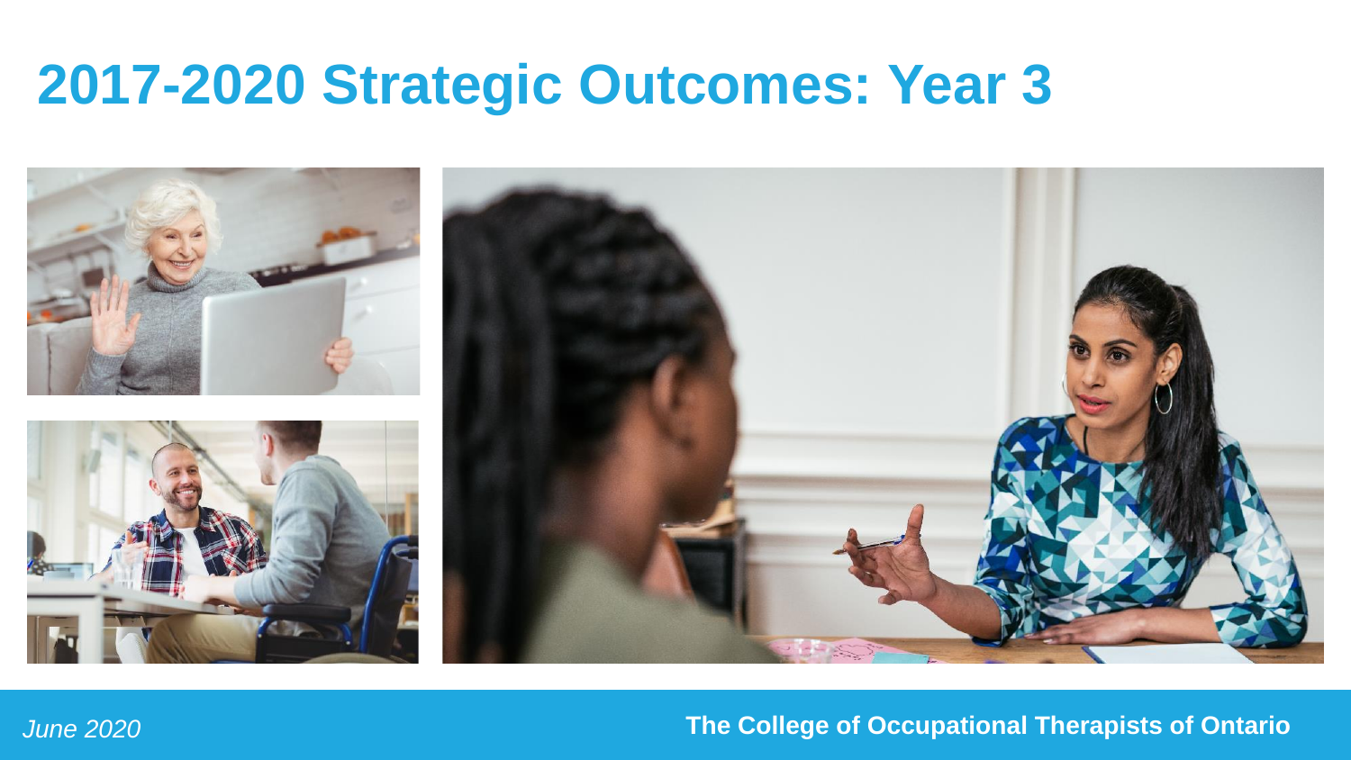# 2017-2020 Strategic Outcomes: Year 3

*June 2020*

**The College of Occupational Therapists of Ontario**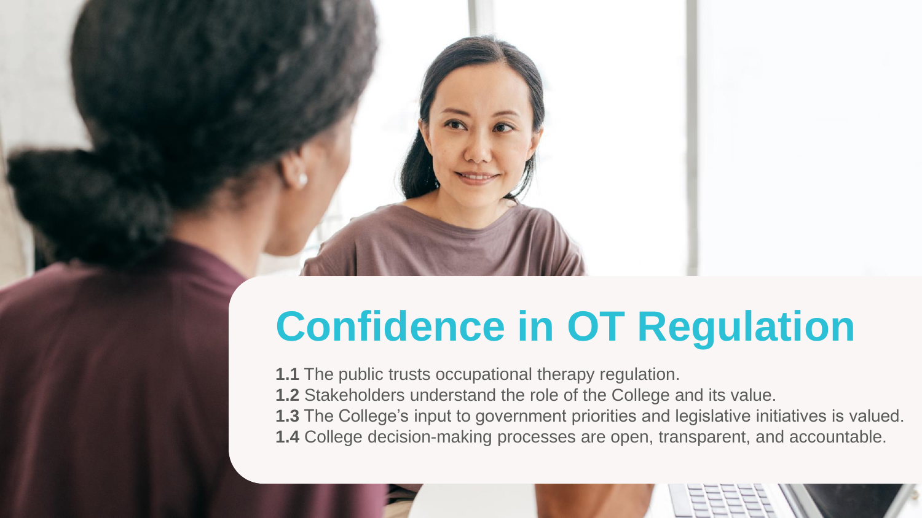# Confidence in OT Regulation

**1.1** The public trusts occupational therapy regulation.
**1.2** Stakeholders understand the role of the College and its value.
**1.3** The College's input to government priorities and legislative initiatives is valued.
**1.4** College decision-making processes are open, transparent, and accountable.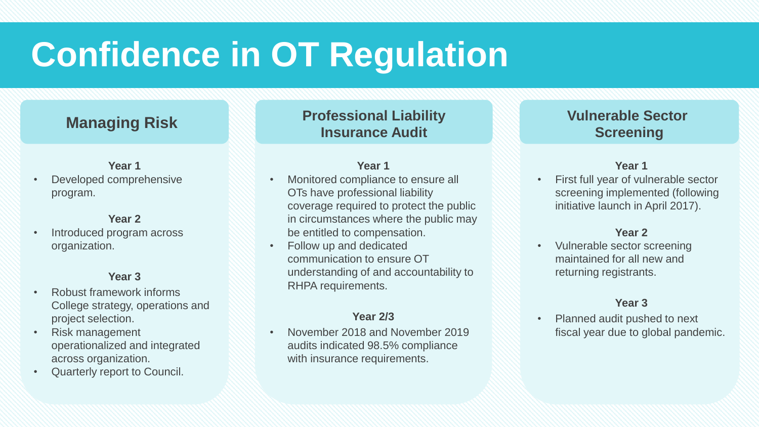# Confidence in OT Regulation

## Managing Risk

**Year 1**

- Developed comprehensive program.

**Year 2**

- Introduced program across organization.

**Year 3**

- Robust framework informs College strategy, operations and project selection.
- Risk management operationalized and integrated across organization.
- Quarterly report to Council.

## Professional Liability Insurance Audit

**Year 1**

- Monitored compliance to ensure all OTs have professional liability coverage required to protect the public in circumstances where the public may be entitled to compensation.
- Follow up and dedicated communication to ensure OT understanding of and accountability to RHPA requirements.

**Year 2/3**

- November 2018 and November 2019 audits indicated 98.5% compliance with insurance requirements.

## Vulnerable Sector Screening

**Year 1**

- First full year of vulnerable sector screening implemented (following initiative launch in April 2017).

**Year 2**

- Vulnerable sector screening maintained for all new and returning registrants.

**Year 3**

- Planned audit pushed to next fiscal year due to global pandemic.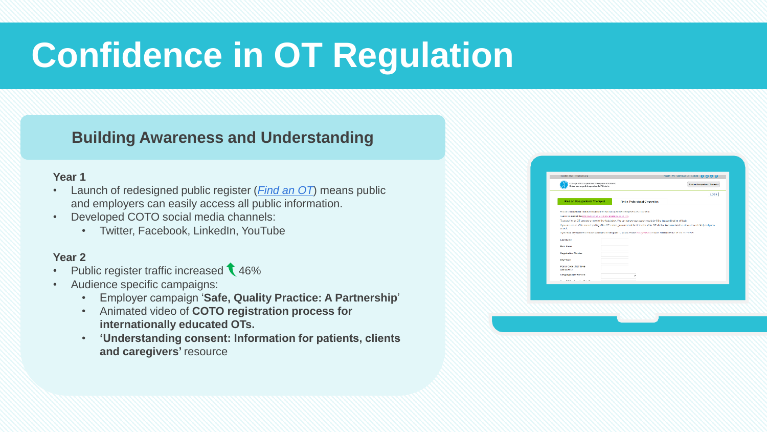# Confidence in OT Regulation

## Building Awareness and Understanding

**Year 1**

- Launch of redesigned public register (*Find an OT*) means public and employers can easily access all public information.
- Developed COTO social media channels:
  - Twitter, Facebook, LinkedIn, YouTube

**Year 2**

- Public register traffic increased ↑ 46%
- Audience specific campaigns:
  - Employer campaign '**Safe, Quality Practice: A Partnership**'
  - Animated video of **COTO registration process for internationally educated OTs.**
  - **'Understanding consent: Information for patients, clients and caregivers'** resource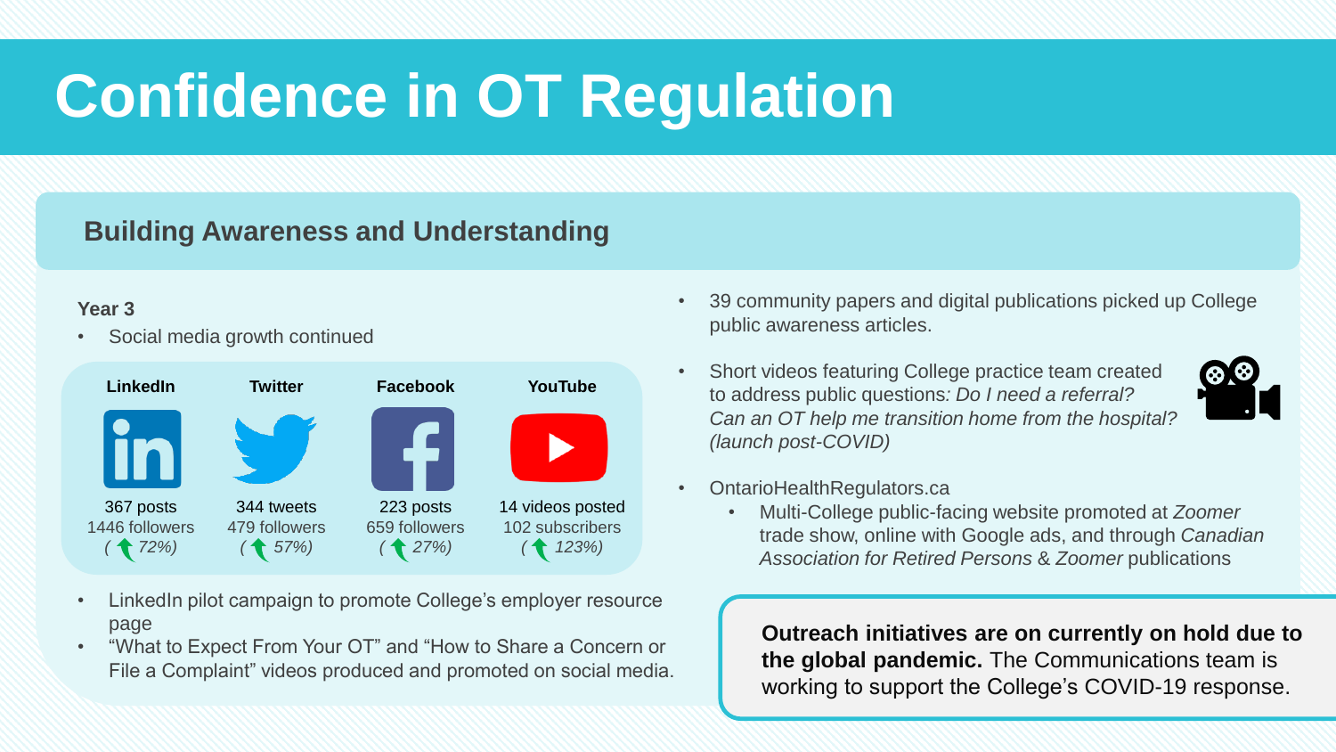# Confidence in OT Regulation

## Building Awareness and Understanding

**Year 3**

- Social media growth continued

| LinkedIn | Twitter | Facebook | YouTube |
|---|---|---|---|
| 367 posts | 344 tweets | 223 posts | 14 videos posted |
| 1446 followers | 479 followers | 659 followers | 102 subscribers |
| (↑ *72%)* | (↑ *57%)* | (↑ *27%)* | (↑ *123%)* |

- LinkedIn pilot campaign to promote College's employer resource page
- "What to Expect From Your OT" and "How to Share a Concern or File a Complaint" videos produced and promoted on social media.

- 39 community papers and digital publications picked up College public awareness articles.
- Short videos featuring College practice team created to address public questions*: Do I need a referral? Can an OT help me transition home from the hospital? (launch post-COVID)*
- OntarioHealthRegulators.ca
  - Multi-College public-facing website promoted at *Zoomer* trade show, online with Google ads, and through *Canadian Association for Retired Persons & Zoomer* publications

**Outreach initiatives are on currently on hold due to the global pandemic.** The Communications team is working to support the College's COVID-19 response.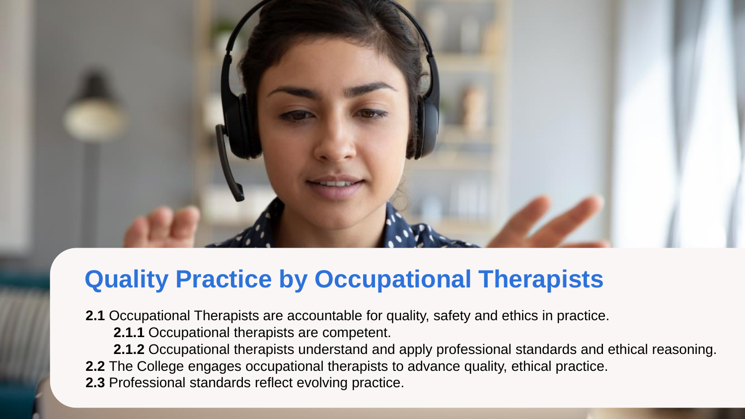# Quality Practice by Occupational Therapists

**2.1** Occupational Therapists are accountable for quality, safety and ethics in practice.

- **2.1.1** Occupational therapists are competent.
- **2.1.2** Occupational therapists understand and apply professional standards and ethical reasoning.

**2.2** The College engages occupational therapists to advance quality, ethical practice.

**2.3** Professional standards reflect evolving practice.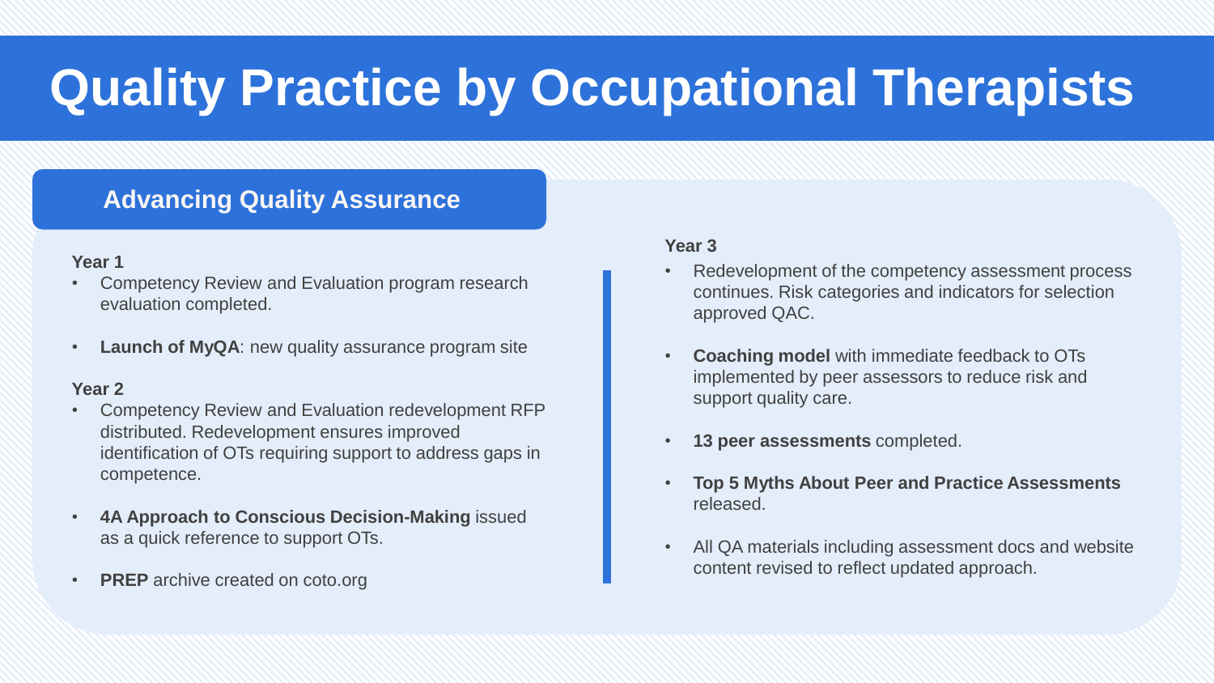# Quality Practice by Occupational Therapists

## Advancing Quality Assurance

**Year 1**

- Competency Review and Evaluation program research evaluation completed.
- **Launch of MyQA**: new quality assurance program site

**Year 2**

- Competency Review and Evaluation redevelopment RFP distributed. Redevelopment ensures improved identification of OTs requiring support to address gaps in competence.
- **4A Approach to Conscious Decision-Making** issued as a quick reference to support OTs.
- **PREP** archive created on coto.org

**Year 3**

- Redevelopment of the competency assessment process continues. Risk categories and indicators for selection approved QAC.
- **Coaching model** with immediate feedback to OTs implemented by peer assessors to reduce risk and support quality care.
- **13 peer assessments** completed.
- **Top 5 Myths About Peer and Practice Assessments** released.
- All QA materials including assessment docs and website content revised to reflect updated approach.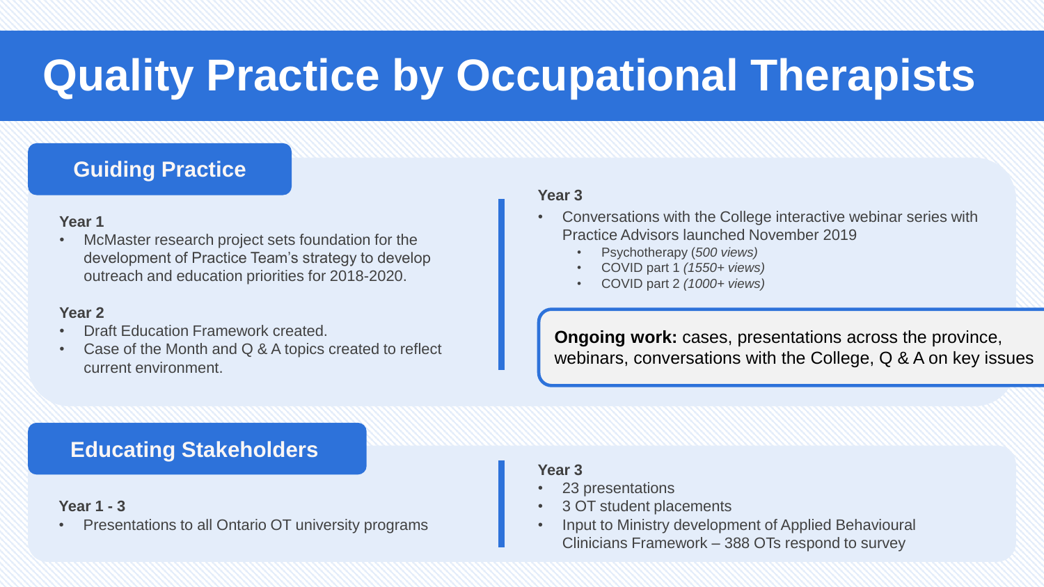# Quality Practice by Occupational Therapists

## Guiding Practice

**Year 1**

- McMaster research project sets foundation for the development of Practice Team's strategy to develop outreach and education priorities for 2018-2020.

**Year 2**

- Draft Education Framework created.
- Case of the Month and Q & A topics created to reflect current environment.

**Year 3**

- Conversations with the College interactive webinar series with Practice Advisors launched November 2019
  - Psychotherapy *(500 views)*
  - COVID part 1 *(1550+ views)*
  - COVID part 2 *(1000+ views)*

**Ongoing work:** cases, presentations across the province, webinars, conversations with the College, Q & A on key issues

## Educating Stakeholders

**Year 1 - 3**

- Presentations to all Ontario OT university programs

**Year 3**

- 23 presentations
- 3 OT student placements
- Input to Ministry development of Applied Behavioural Clinicians Framework – 388 OTs respond to survey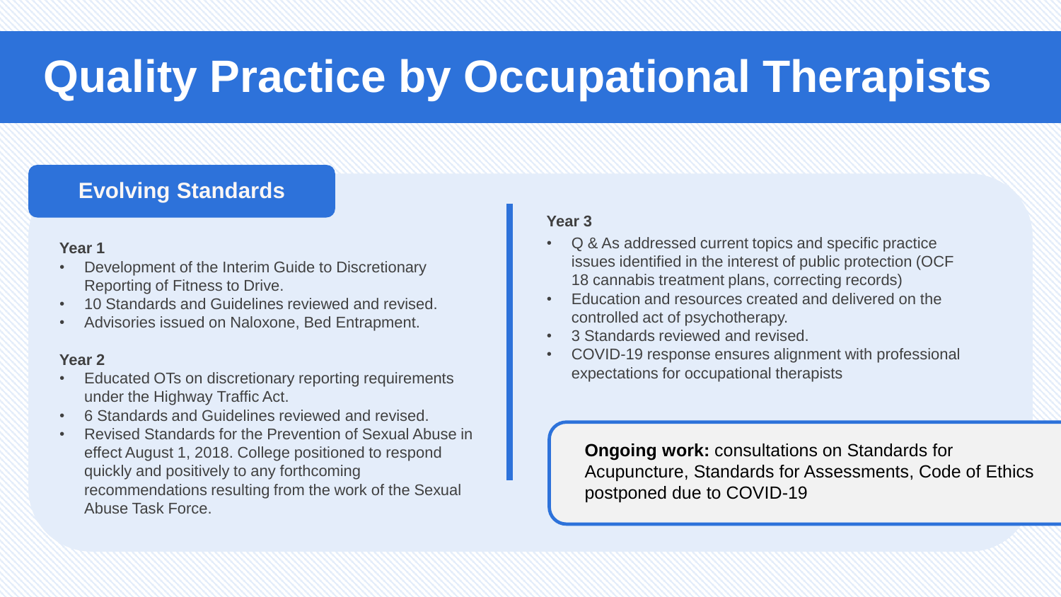# Quality Practice by Occupational Therapists

## Evolving Standards

**Year 1**

- Development of the Interim Guide to Discretionary Reporting of Fitness to Drive.
- 10 Standards and Guidelines reviewed and revised.
- Advisories issued on Naloxone, Bed Entrapment.

**Year 2**

- Educated OTs on discretionary reporting requirements under the Highway Traffic Act.
- 6 Standards and Guidelines reviewed and revised.
- Revised Standards for the Prevention of Sexual Abuse in effect August 1, 2018. College positioned to respond quickly and positively to any forthcoming recommendations resulting from the work of the Sexual Abuse Task Force.

**Year 3**

- Q & As addressed current topics and specific practice issues identified in the interest of public protection (OCF 18 cannabis treatment plans, correcting records)
- Education and resources created and delivered on the controlled act of psychotherapy.
- 3 Standards reviewed and revised.
- COVID-19 response ensures alignment with professional expectations for occupational therapists

**Ongoing work:** consultations on Standards for Acupuncture, Standards for Assessments, Code of Ethics postponed due to COVID-19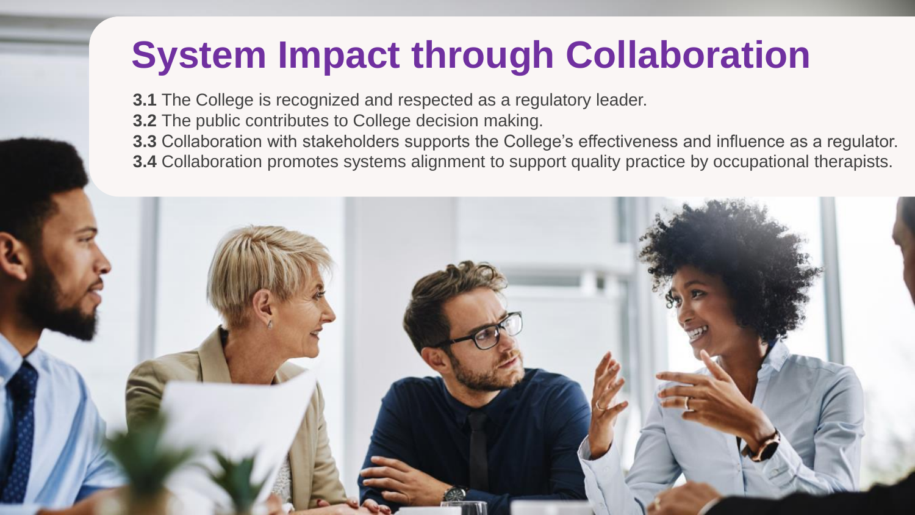# System Impact through Collaboration

**3.1** The College is recognized and respected as a regulatory leader.
**3.2** The public contributes to College decision making.
**3.3** Collaboration with stakeholders supports the College's effectiveness and influence as a regulator.
**3.4** Collaboration promotes systems alignment to support quality practice by occupational therapists.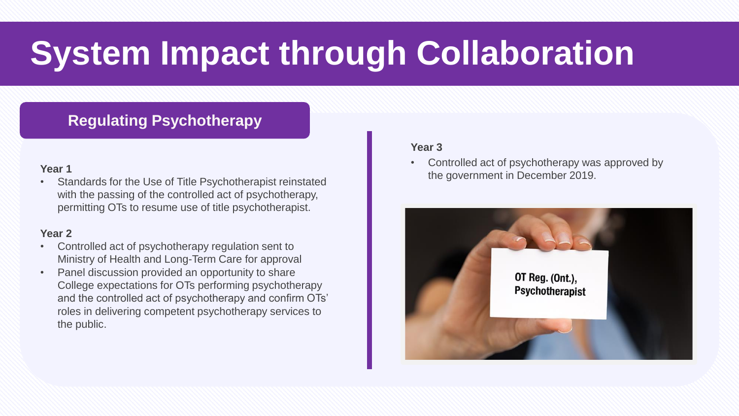# System Impact through Collaboration

## Regulating Psychotherapy

**Year 1**

- Standards for the Use of Title Psychotherapist reinstated with the passing of the controlled act of psychotherapy, permitting OTs to resume use of title psychotherapist.

**Year 2**

- Controlled act of psychotherapy regulation sent to Ministry of Health and Long-Term Care for approval
- Panel discussion provided an opportunity to share College expectations for OTs performing psychotherapy and the controlled act of psychotherapy and confirm OTs' roles in delivering competent psychotherapy services to the public.

**Year 3**

- Controlled act of psychotherapy was approved by the government in December 2019.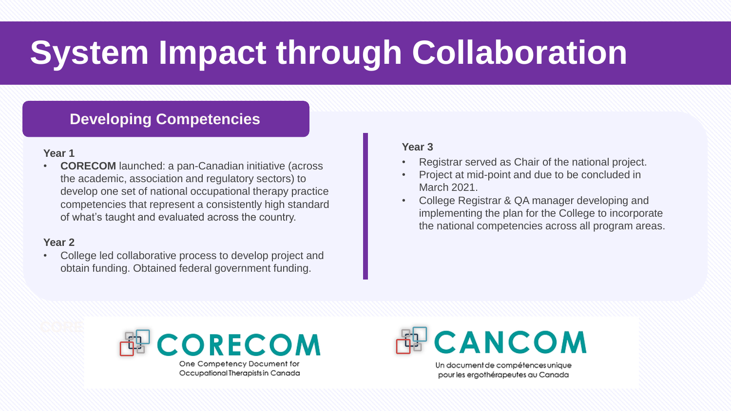# System Impact through Collaboration

## Developing Competencies

**Year 1**

- **CORECOM** launched: a pan-Canadian initiative (across the academic, association and regulatory sectors) to develop one set of national occupational therapy practice competencies that represent a consistently high standard of what's taught and evaluated across the country.

**Year 2**

- College led collaborative process to develop project and obtain funding. Obtained federal government funding.

**Year 3**

- Registrar served as Chair of the national project.
- Project at mid-point and due to be concluded in March 2021.
- College Registrar & QA manager developing and implementing the plan for the College to incorporate the national competencies across all program areas.

CORECOM

One Competency Document for Occupational Therapists in Canada

CANCOM

Un document de compétences unique pour les ergothérapeutes au Canada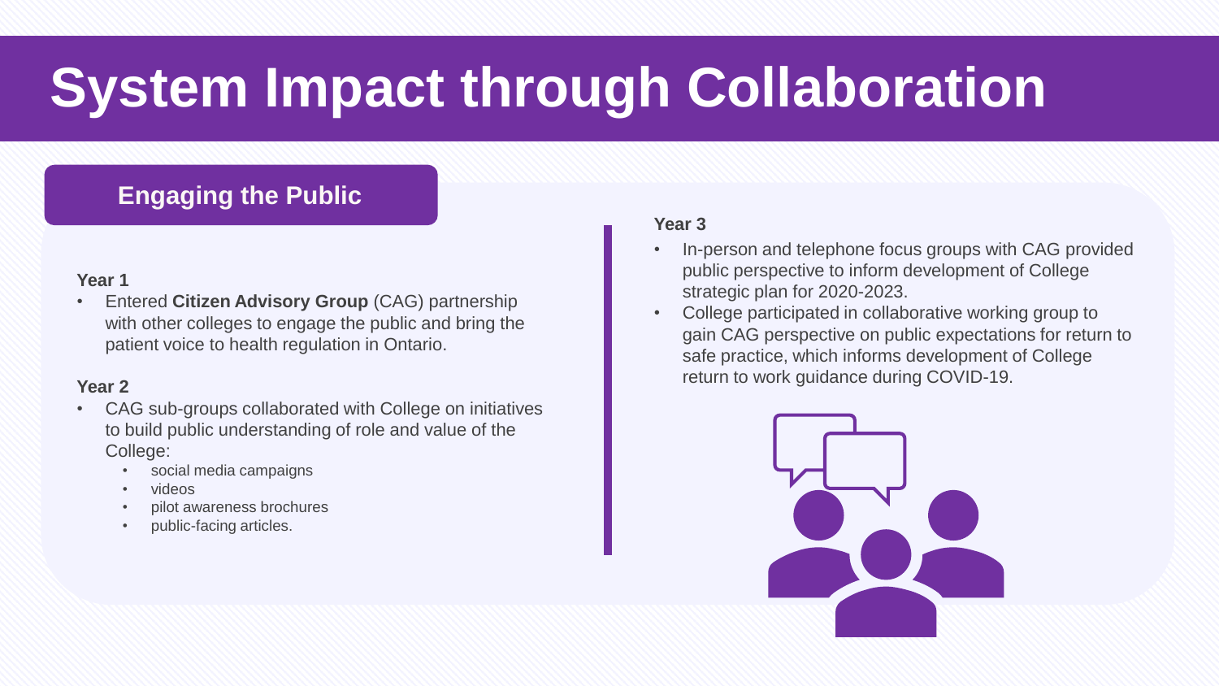# System Impact through Collaboration

## Engaging the Public

**Year 1**

- Entered **Citizen Advisory Group** (CAG) partnership with other colleges to engage the public and bring the patient voice to health regulation in Ontario.

**Year 2**

- CAG sub-groups collaborated with College on initiatives to build public understanding of role and value of the College:
  - social media campaigns
  - videos
  - pilot awareness brochures
  - public-facing articles.

**Year 3**

- In-person and telephone focus groups with CAG provided public perspective to inform development of College strategic plan for 2020-2023.
- College participated in collaborative working group to gain CAG perspective on public expectations for return to safe practice, which informs development of College return to work guidance during COVID-19.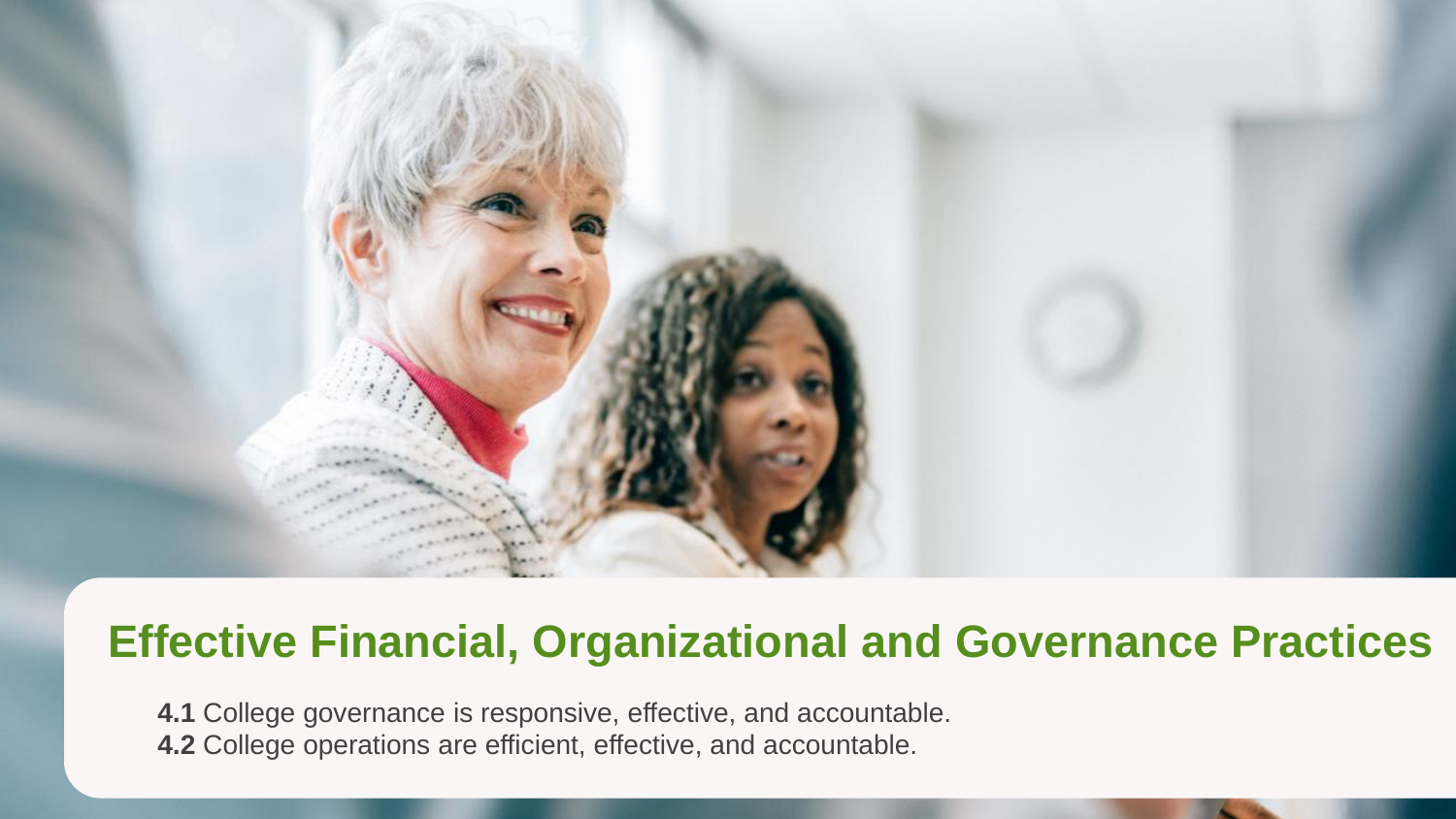## Effective Financial, Organizational and Governance Practices

**4.1** College governance is responsive, effective, and accountable.
**4.2** College operations are efficient, effective, and accountable.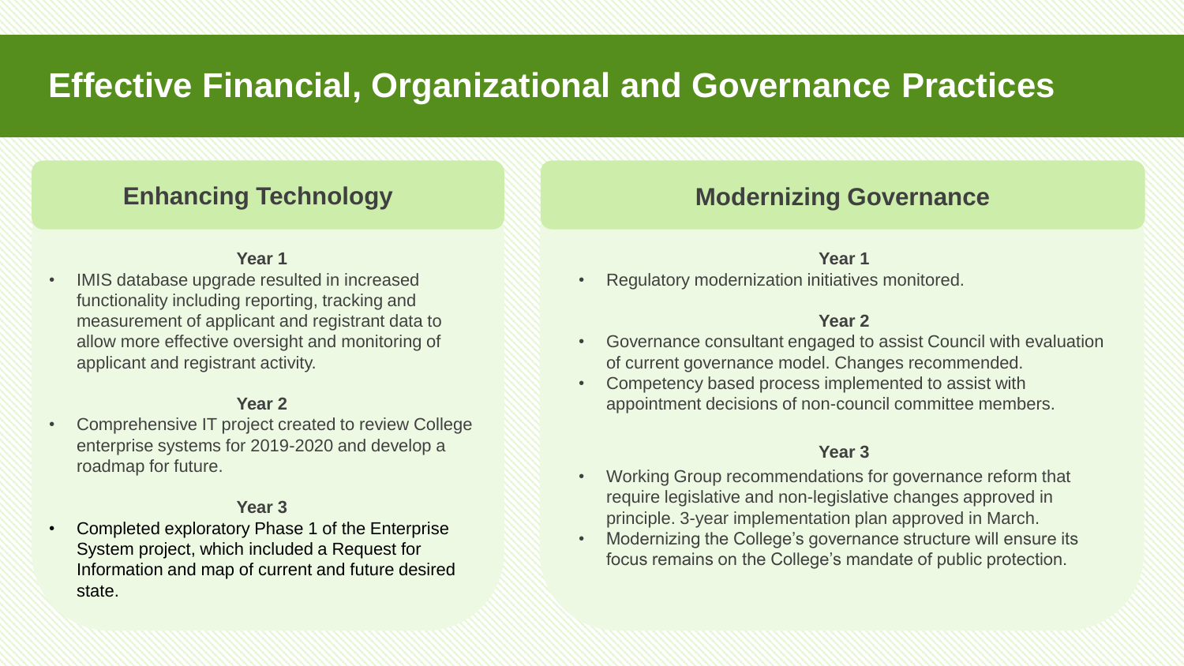# Effective Financial, Organizational and Governance Practices

## Enhancing Technology

**Year 1**

- IMIS database upgrade resulted in increased functionality including reporting, tracking and measurement of applicant and registrant data to allow more effective oversight and monitoring of applicant and registrant activity.

**Year 2**

- Comprehensive IT project created to review College enterprise systems for 2019-2020 and develop a roadmap for future.

**Year 3**

- Completed exploratory Phase 1 of the Enterprise System project, which included a Request for Information and map of current and future desired state.

## Modernizing Governance

**Year 1**

- Regulatory modernization initiatives monitored.

**Year 2**

- Governance consultant engaged to assist Council with evaluation of current governance model. Changes recommended.
- Competency based process implemented to assist with appointment decisions of non-council committee members.

**Year 3**

- Working Group recommendations for governance reform that require legislative and non-legislative changes approved in principle. 3-year implementation plan approved in March.
- Modernizing the College's governance structure will ensure its focus remains on the College's mandate of public protection.